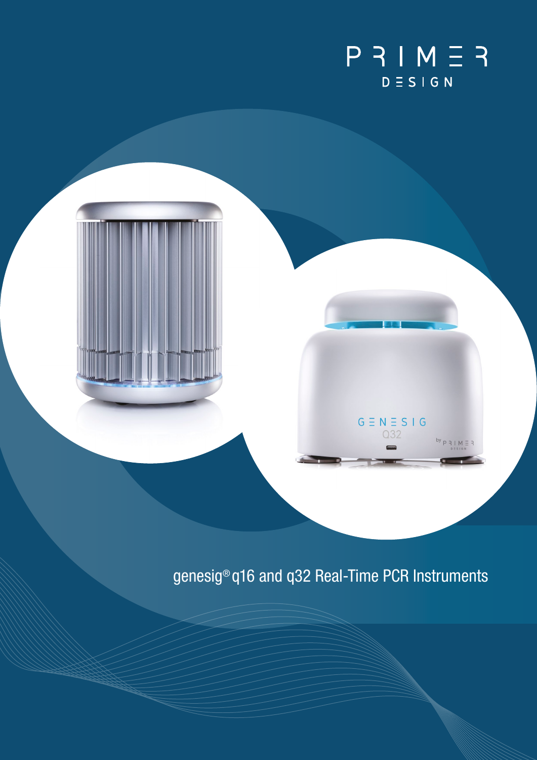PRIMER DESIGN

# genesig® q16 and q32 Real-Time PCR Instruments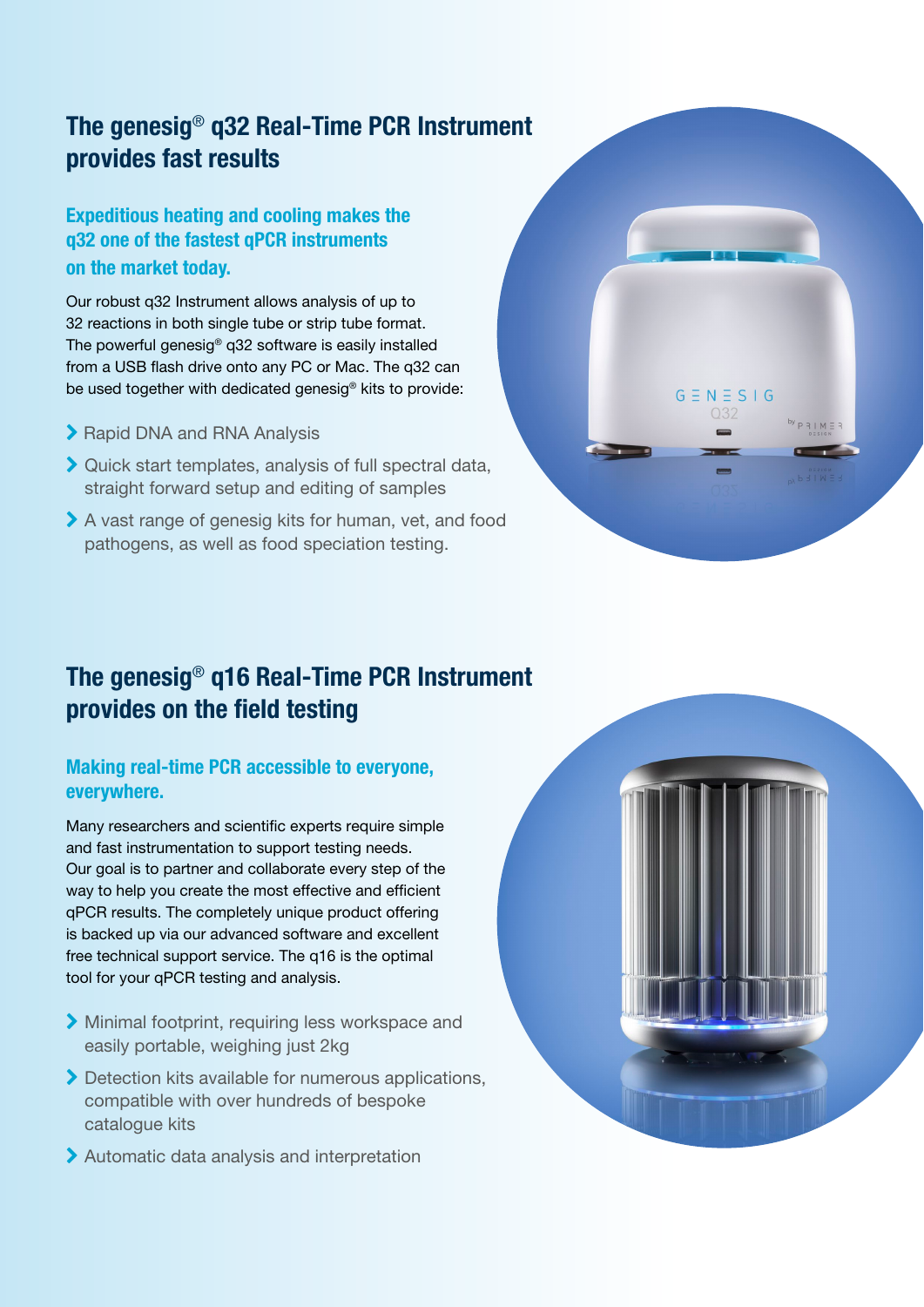## The genesig® q32 Real-Time PCR Instrument provides fast results

### Expeditious heating and cooling makes the q32 one of the fastest qPCR instruments on the market today.

Our robust q32 Instrument allows analysis of up to 32 reactions in both single tube or strip tube format. The powerful genesig® q32 software is easily installed from a USB flash drive onto any PC or Mac. The q32 can be used together with dedicated genesig® kits to provide:

- Rapid DNA and RNA Analysis
- Quick start templates, analysis of full spectral data, straight forward setup and editing of samples
- A vast range of genesig kits for human, vet, and food pathogens, as well as food speciation testing.

## The genesig® q16 Real-Time PCR Instrument provides on the field testing

### Making real-time PCR accessible to everyone, everywhere.

Many researchers and scientific experts require simple and fast instrumentation to support testing needs. Our goal is to partner and collaborate every step of the way to help you create the most effective and efficient qPCR results. The completely unique product offering is backed up via our advanced software and excellent free technical support service. The q16 is the optimal tool for your qPCR testing and analysis.

- Minimal footprint, requiring less workspace and easily portable, weighing just 2kg
- Detection kits available for numerous applications, compatible with over hundreds of bespoke catalogue kits
- Automatic data analysis and interpretation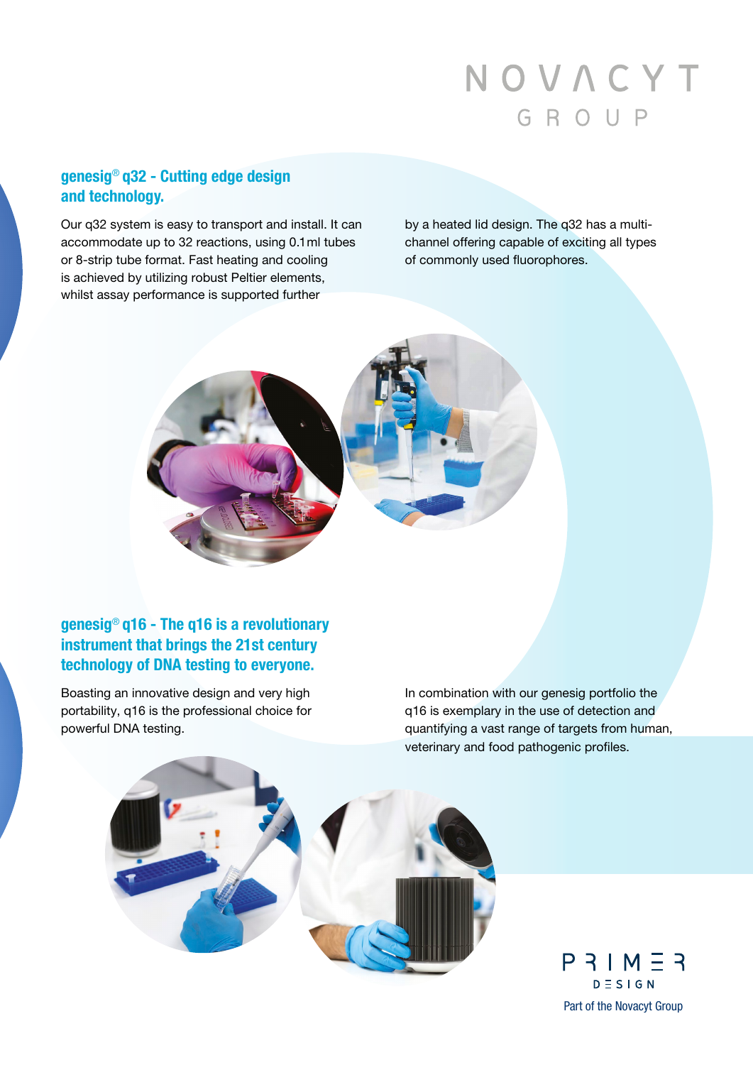## genesig® q32 - Cutting edge design and technology.

Our q32 system is easy to transport and install. It can accommodate up to 32 reactions, using 0.1 ml tubes or 8-strip tube format. Fast heating and cooling is achieved by utilizing robust Peltier elements, whilst assay performance is supported further by a heated lid design. The q32 has a multi-channel offering capable of exciting all types of commonly used fluorophores.

## genesig® q16 - The q16 is a revolutionary instrument that brings the 21st century technology of DNA testing to everyone.

Boasting an innovative design and very high portability, q16 is the professional choice for powerful DNA testing.

In combination with our genesig portfolio the q16 is exemplary in the use of detection and quantifying a vast range of targets from human, veterinary and food pathogenic profiles.

Part of the Novacyt Group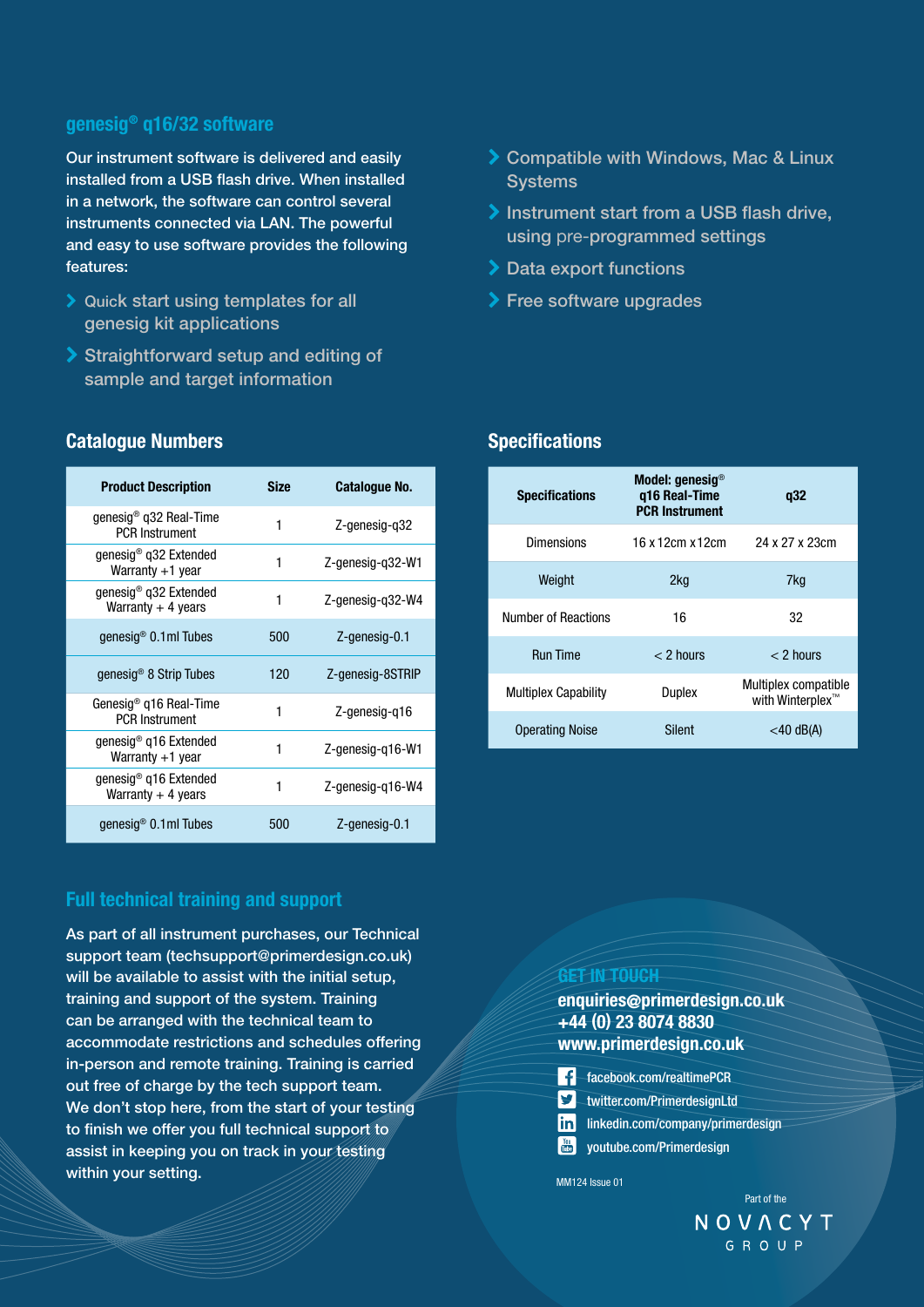## genesig® q16/32 software

Our instrument software is delivered and easily installed from a USB flash drive. When installed in a network, the software can control several instruments connected via LAN. The powerful and easy to use software provides the following features:

- Quick start using templates for all genesig kit applications
- Straightforward setup and editing of sample and target information
- Compatible with Windows, Mac & Linux Systems
- Instrument start from a USB flash drive, using pre-programmed settings
- Data export functions
- Free software upgrades

## Catalogue Numbers

| Product Description | Size | Catalogue No. |
|---|---|---|
| genesig® q32 Real-Time PCR Instrument | 1 | Z-genesig-q32 |
| genesig® q32 Extended Warranty +1 year | 1 | Z-genesig-q32-W1 |
| genesig® q32 Extended Warranty + 4 years | 1 | Z-genesig-q32-W4 |
| genesig® 0.1ml Tubes | 500 | Z-genesig-0.1 |
| genesig® 8 Strip Tubes | 120 | Z-genesig-8STRIP |
| Genesig® q16 Real-Time PCR Instrument | 1 | Z-genesig-q16 |
| genesig® q16 Extended Warranty +1 year | 1 | Z-genesig-q16-W1 |
| genesig® q16 Extended Warranty + 4 years | 1 | Z-genesig-q16-W4 |
| genesig® 0.1ml Tubes | 500 | Z-genesig-0.1 |

## Specifications

| Specifications | Model: genesig® q16 Real-Time PCR Instrument | q32 |
|---|---|---|
| Dimensions | 16 x 12cm x 12cm | 24 x 27 x 23cm |
| Weight | 2kg | 7kg |
| Number of Reactions | 16 | 32 |
| Run Time | < 2 hours | < 2 hours |
| Multiplex Capability | Duplex | Multiplex compatible with Winterplex™ |
| Operating Noise | Silent | <40 dB(A) |

## Full technical training and support

As part of all instrument purchases, our Technical support team (techsupport@primerdesign.co.uk) will be available to assist with the initial setup, training and support of the system. Training can be arranged with the technical team to accommodate restrictions and schedules offering in-person and remote training. Training is carried out free of charge by the tech support team. We don't stop here, from the start of your testing to finish we offer you full technical support to assist in keeping you on track in your testing within your setting.

### GET IN TOUCH

**enquiries@primerdesign.co.uk**
**+44 (0) 23 8074 8830**
**www.primerdesign.co.uk**

facebook.com/realtimePCR
twitter.com/PrimerdesignLtd
linkedin.com/company/primerdesign
youtube.com/Primerdesign

MM124 Issue 01

Part of the NOVACYT GROUP